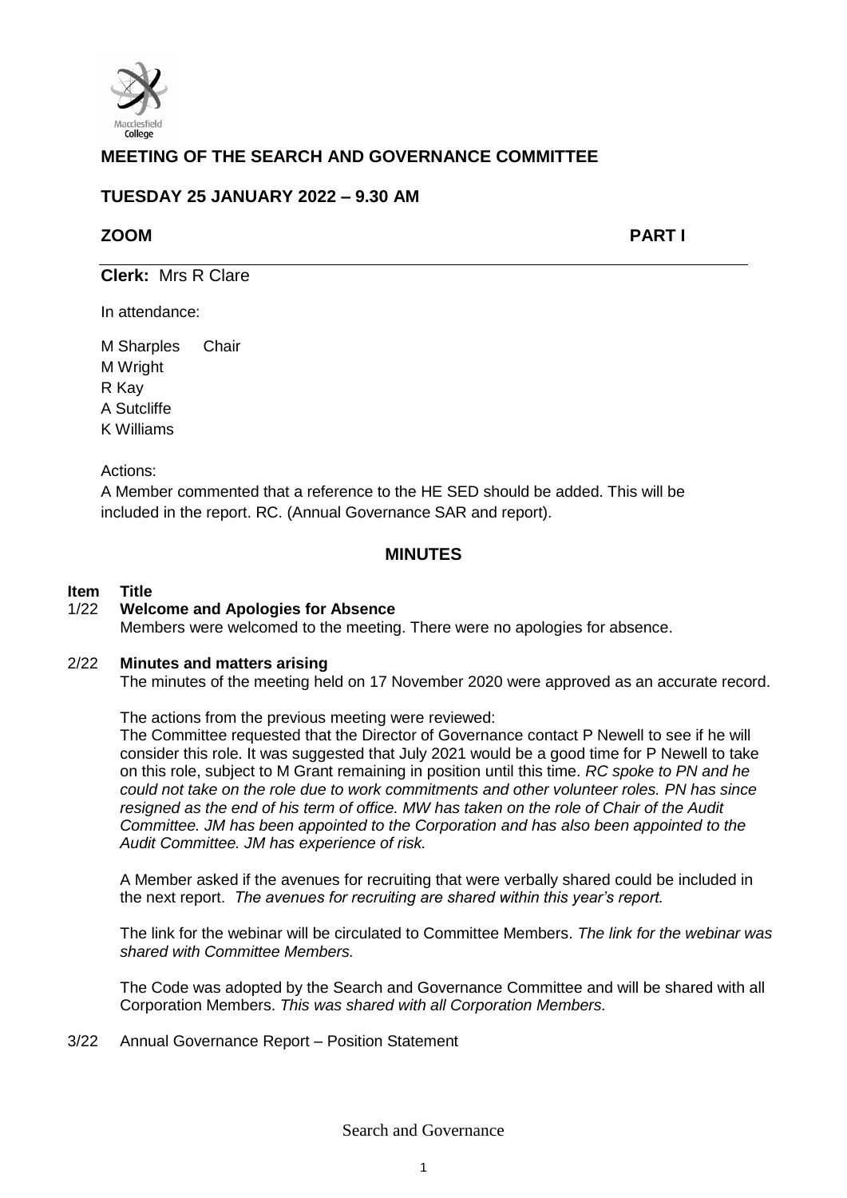# MEETING OF THE SEARCH AND GOVERNANCE COMMITTEE

## TUESDAY 25 JANUARY 2022 – 9.30 AM

**ZOOM** **PART I**

**Clerk:** Mrs R Clare

In attendance:

M Sharples Chair
M Wright
R Kay
A Sutcliffe
K Williams

Actions:

A Member commented that a reference to the HE SED should be added. This will be included in the report. RC. (Annual Governance SAR and report).

## MINUTES

**Item Title**

**1/22 Welcome and Apologies for Absence**

Members were welcomed to the meeting. There were no apologies for absence.

**2/22 Minutes and matters arising**

The minutes of the meeting held on 17 November 2020 were approved as an accurate record.

The actions from the previous meeting were reviewed:

The Committee requested that the Director of Governance contact P Newell to see if he will consider this role. It was suggested that July 2021 would be a good time for P Newell to take on this role, subject to M Grant remaining in position until this time. *RC spoke to PN and he could not take on the role due to work commitments and other volunteer roles. PN has since resigned as the end of his term of office. MW has taken on the role of Chair of the Audit Committee. JM has been appointed to the Corporation and has also been appointed to the Audit Committee. JM has experience of risk.*

A Member asked if the avenues for recruiting that were verbally shared could be included in the next report. *The avenues for recruiting are shared within this year's report.*

The link for the webinar will be circulated to Committee Members. *The link for the webinar was shared with Committee Members.*

The Code was adopted by the Search and Governance Committee and will be shared with all Corporation Members. *This was shared with all Corporation Members.*

3/22 Annual Governance Report – Position Statement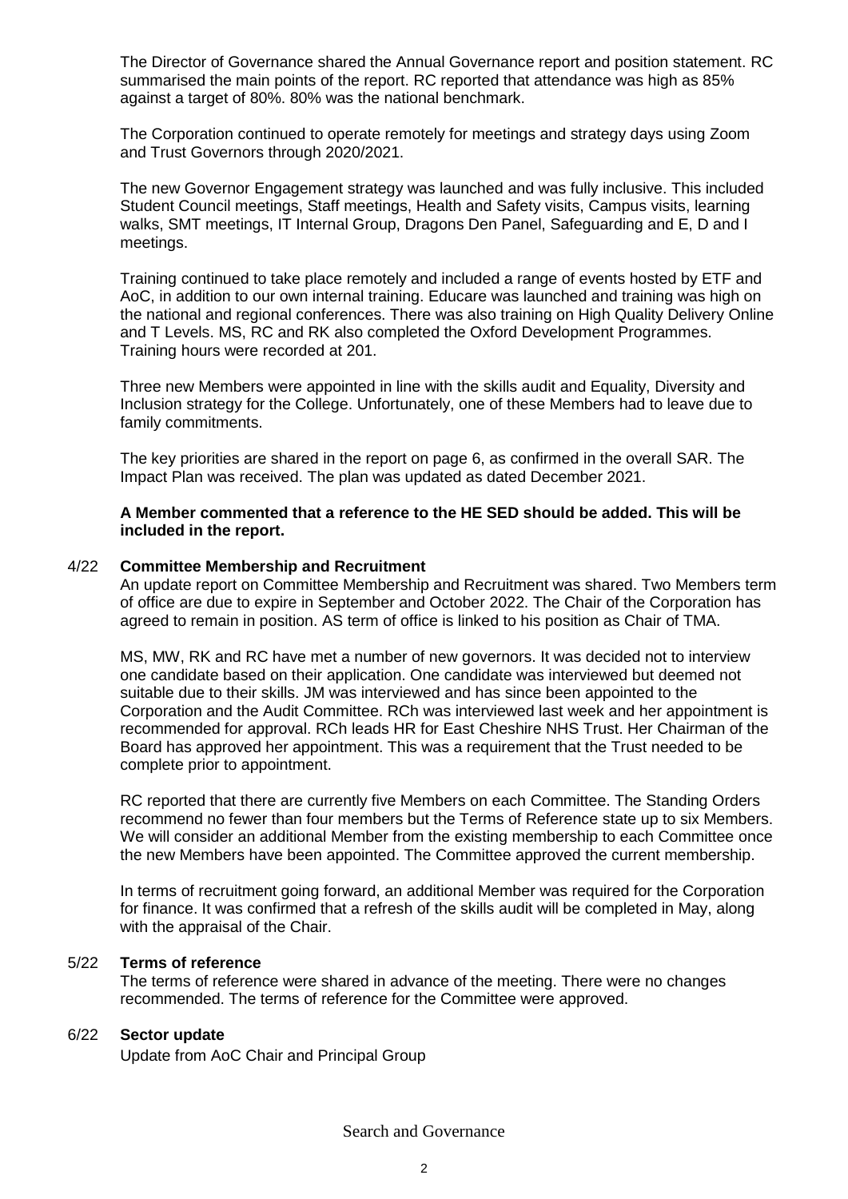The Director of Governance shared the Annual Governance report and position statement. RC summarised the main points of the report. RC reported that attendance was high as 85% against a target of 80%. 80% was the national benchmark.

The Corporation continued to operate remotely for meetings and strategy days using Zoom and Trust Governors through 2020/2021.

The new Governor Engagement strategy was launched and was fully inclusive. This included Student Council meetings, Staff meetings, Health and Safety visits, Campus visits, learning walks, SMT meetings, IT Internal Group, Dragons Den Panel, Safeguarding and E, D and I meetings.

Training continued to take place remotely and included a range of events hosted by ETF and AoC, in addition to our own internal training. Educare was launched and training was high on the national and regional conferences. There was also training on High Quality Delivery Online and T Levels. MS, RC and RK also completed the Oxford Development Programmes. Training hours were recorded at 201.

Three new Members were appointed in line with the skills audit and Equality, Diversity and Inclusion strategy for the College. Unfortunately, one of these Members had to leave due to family commitments.

The key priorities are shared in the report on page 6, as confirmed in the overall SAR. The Impact Plan was received. The plan was updated as dated December 2021.

**A Member commented that a reference to the HE SED should be added. This will be included in the report.**

## 4/22 Committee Membership and Recruitment

An update report on Committee Membership and Recruitment was shared. Two Members term of office are due to expire in September and October 2022. The Chair of the Corporation has agreed to remain in position. AS term of office is linked to his position as Chair of TMA.

MS, MW, RK and RC have met a number of new governors. It was decided not to interview one candidate based on their application. One candidate was interviewed but deemed not suitable due to their skills. JM was interviewed and has since been appointed to the Corporation and the Audit Committee. RCh was interviewed last week and her appointment is recommended for approval. RCh leads HR for East Cheshire NHS Trust. Her Chairman of the Board has approved her appointment. This was a requirement that the Trust needed to be complete prior to appointment.

RC reported that there are currently five Members on each Committee. The Standing Orders recommend no fewer than four members but the Terms of Reference state up to six Members. We will consider an additional Member from the existing membership to each Committee once the new Members have been appointed. The Committee approved the current membership.

In terms of recruitment going forward, an additional Member was required for the Corporation for finance. It was confirmed that a refresh of the skills audit will be completed in May, along with the appraisal of the Chair.

## 5/22 Terms of reference

The terms of reference were shared in advance of the meeting. There were no changes recommended. The terms of reference for the Committee were approved.

## 6/22 Sector update

Update from AoC Chair and Principal Group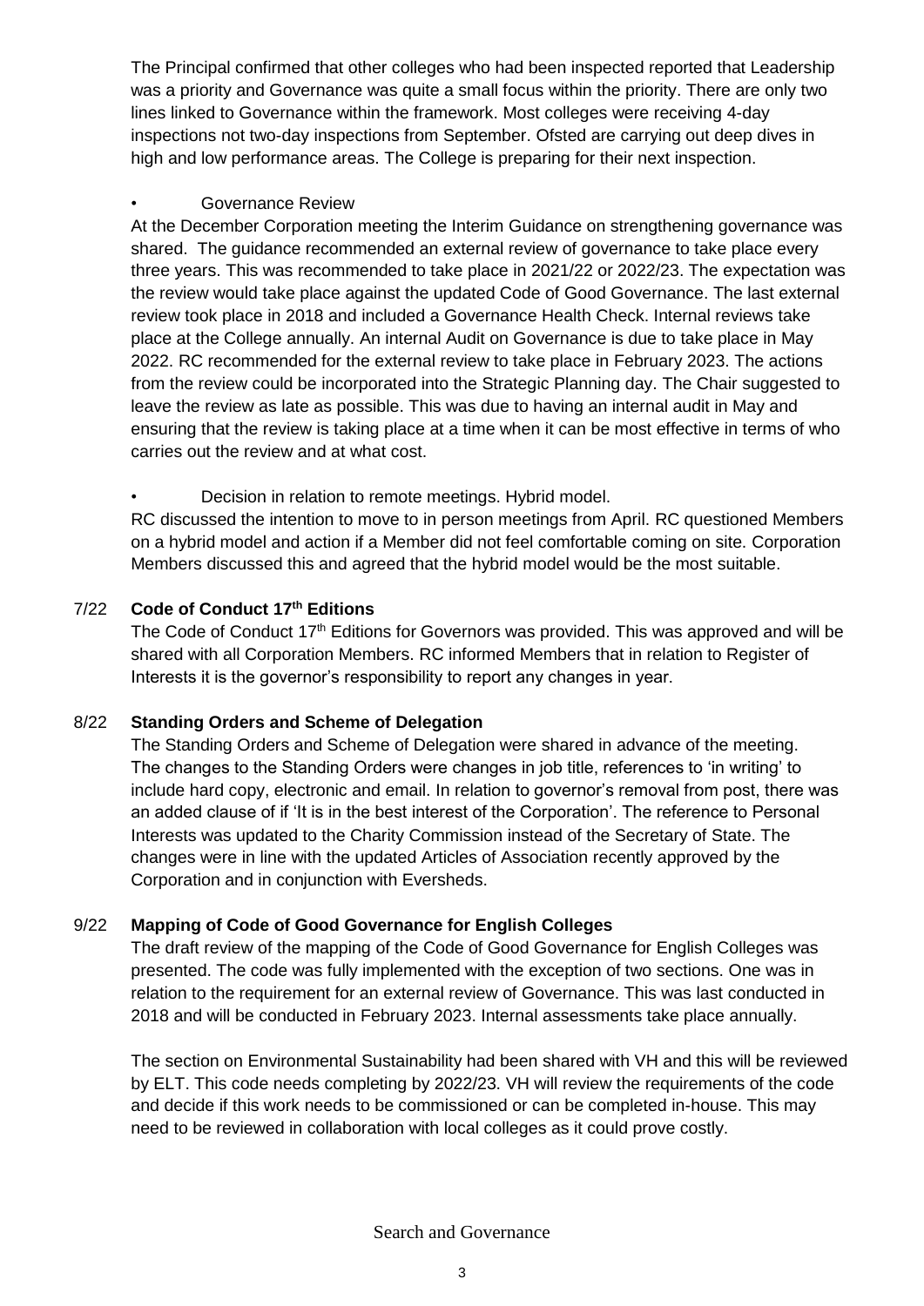The Principal confirmed that other colleges who had been inspected reported that Leadership was a priority and Governance was quite a small focus within the priority. There are only two lines linked to Governance within the framework. Most colleges were receiving 4-day inspections not two-day inspections from September. Ofsted are carrying out deep dives in high and low performance areas. The College is preparing for their next inspection.

- Governance Review

At the December Corporation meeting the Interim Guidance on strengthening governance was shared. The guidance recommended an external review of governance to take place every three years. This was recommended to take place in 2021/22 or 2022/23. The expectation was the review would take place against the updated Code of Good Governance. The last external review took place in 2018 and included a Governance Health Check. Internal reviews take place at the College annually. An internal Audit on Governance is due to take place in May 2022. RC recommended for the external review to take place in February 2023. The actions from the review could be incorporated into the Strategic Planning day. The Chair suggested to leave the review as late as possible. This was due to having an internal audit in May and ensuring that the review is taking place at a time when it can be most effective in terms of who carries out the review and at what cost.

- Decision in relation to remote meetings. Hybrid model.

RC discussed the intention to move to in person meetings from April. RC questioned Members on a hybrid model and action if a Member did not feel comfortable coming on site. Corporation Members discussed this and agreed that the hybrid model would be the most suitable.

**7/22 Code of Conduct 17th Editions**

The Code of Conduct 17th Editions for Governors was provided. This was approved and will be shared with all Corporation Members. RC informed Members that in relation to Register of Interests it is the governor's responsibility to report any changes in year.

**8/22 Standing Orders and Scheme of Delegation**

The Standing Orders and Scheme of Delegation were shared in advance of the meeting. The changes to the Standing Orders were changes in job title, references to 'in writing' to include hard copy, electronic and email. In relation to governor's removal from post, there was an added clause of if 'It is in the best interest of the Corporation'. The reference to Personal Interests was updated to the Charity Commission instead of the Secretary of State. The changes were in line with the updated Articles of Association recently approved by the Corporation and in conjunction with Eversheds.

**9/22 Mapping of Code of Good Governance for English Colleges**

The draft review of the mapping of the Code of Good Governance for English Colleges was presented. The code was fully implemented with the exception of two sections. One was in relation to the requirement for an external review of Governance. This was last conducted in 2018 and will be conducted in February 2023. Internal assessments take place annually.

The section on Environmental Sustainability had been shared with VH and this will be reviewed by ELT. This code needs completing by 2022/23. VH will review the requirements of the code and decide if this work needs to be commissioned or can be completed in-house. This may need to be reviewed in collaboration with local colleges as it could prove costly.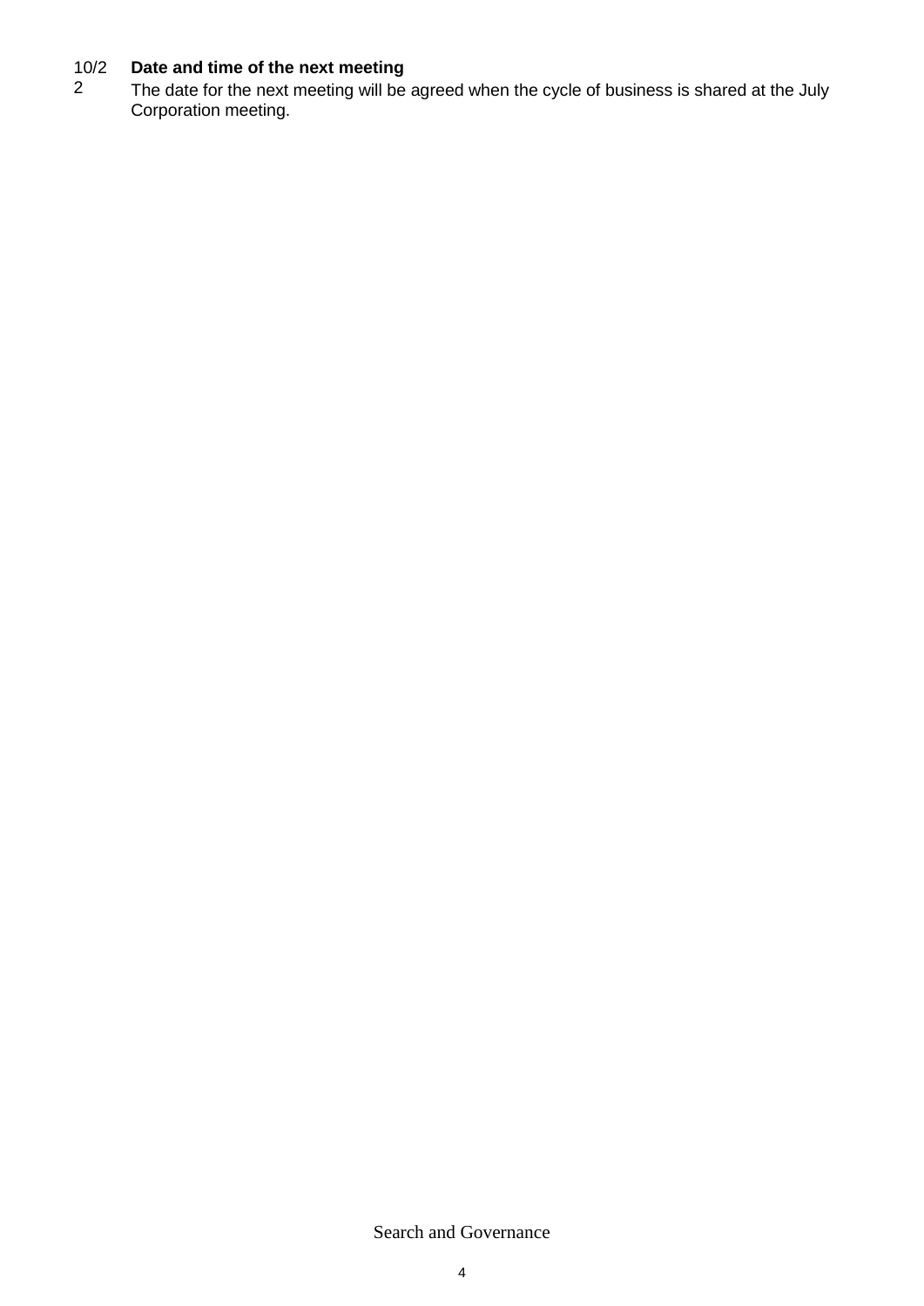10/22 **Date and time of the next meeting**

The date for the next meeting will be agreed when the cycle of business is shared at the July Corporation meeting.